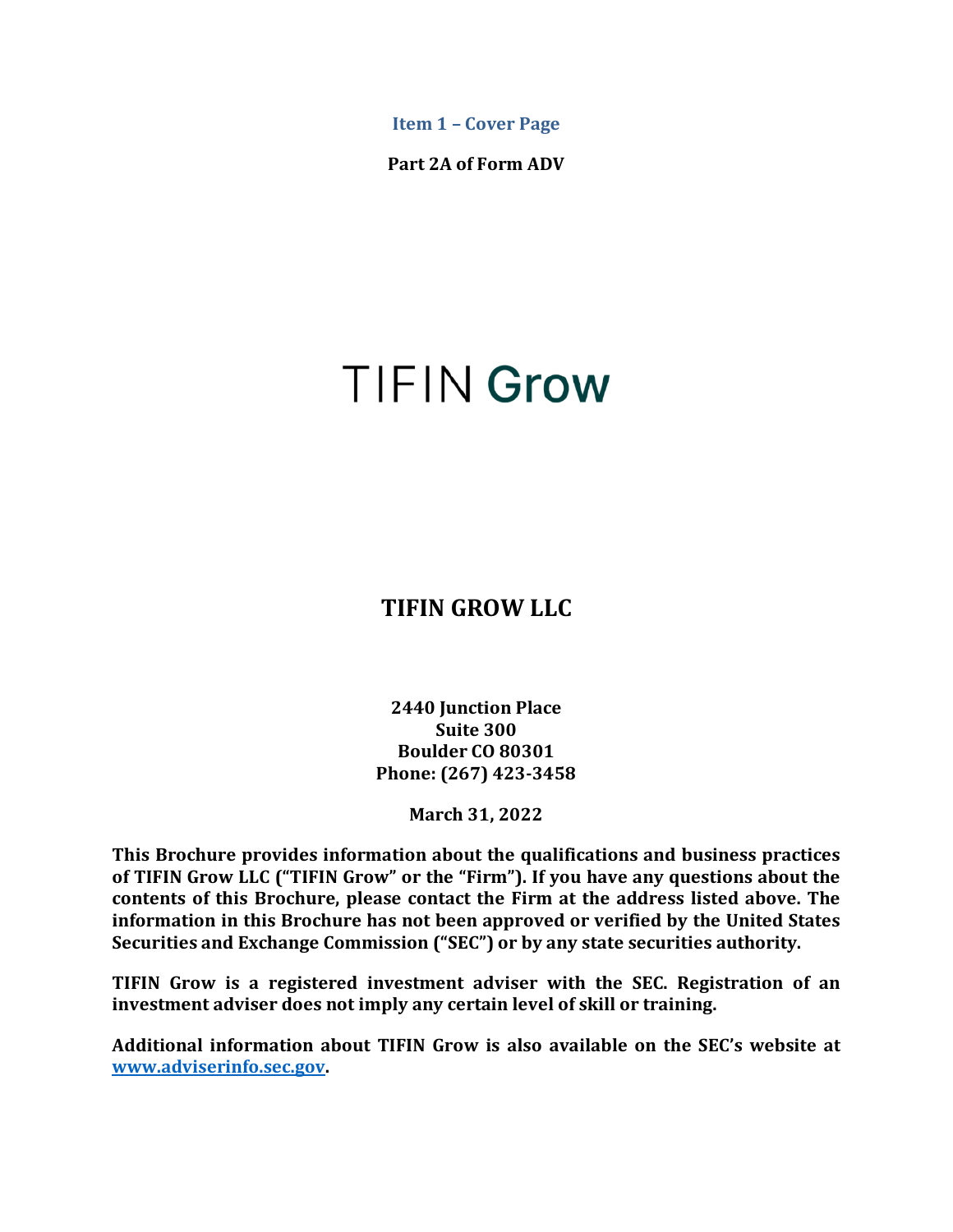# Item 1 – Cover Page

**Part 2A of Form ADV**

TIFIN Grow

## TIFIN GROW LLC

**2440 Junction Place**
**Suite 300**
**Boulder CO 80301**
**Phone: (267) 423-3458**

**March 31, 2022**

**This Brochure provides information about the qualifications and business practices of TIFIN Grow LLC ("TIFIN Grow" or the "Firm"). If you have any questions about the contents of this Brochure, please contact the Firm at the address listed above. The information in this Brochure has not been approved or verified by the United States Securities and Exchange Commission ("SEC") or by any state securities authority.**

**TIFIN Grow is a registered investment adviser with the SEC. Registration of an investment adviser does not imply any certain level of skill or training.**

**Additional information about TIFIN Grow is also available on the SEC's website at [www.adviserinfo.sec.gov](http://www.adviserinfo.sec.gov).**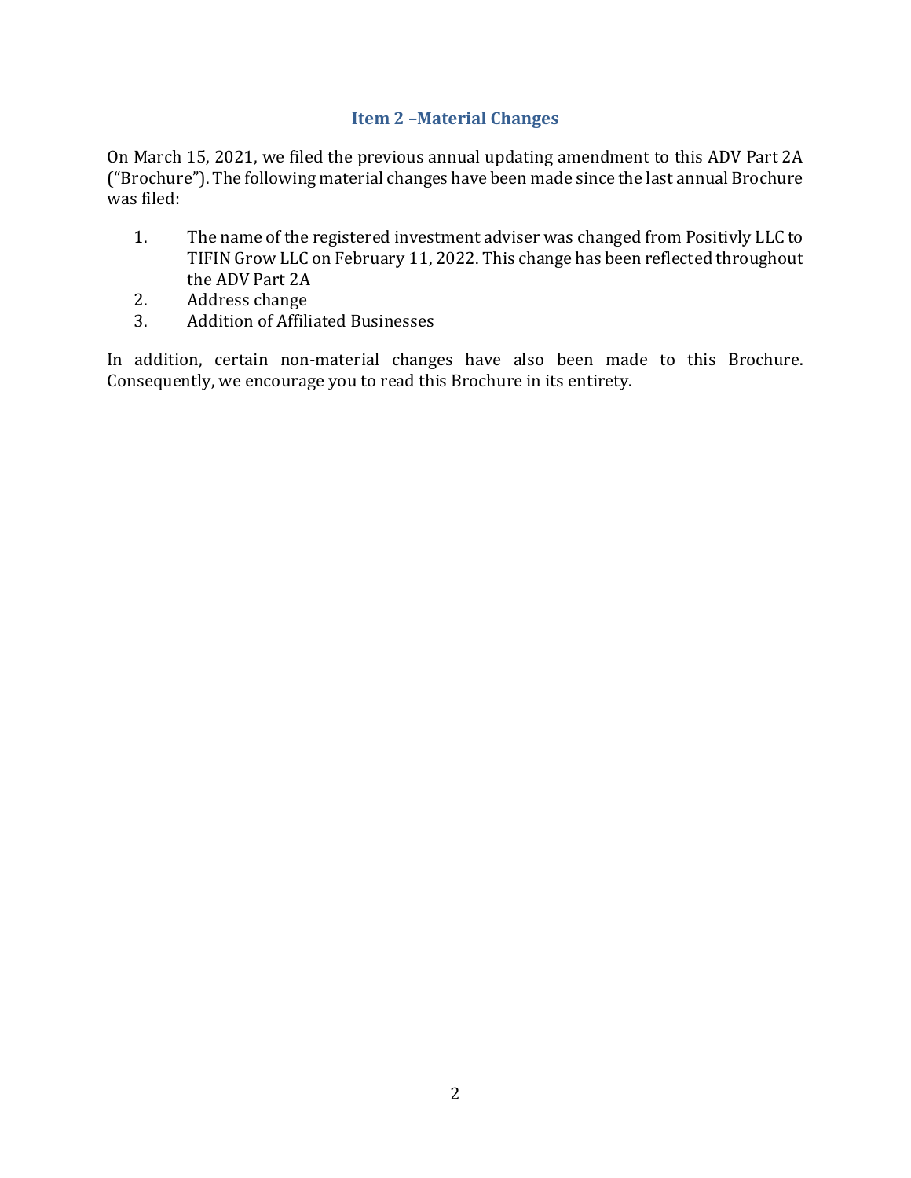## Item 2 –Material Changes

On March 15, 2021, we filed the previous annual updating amendment to this ADV Part 2A ("Brochure"). The following material changes have been made since the last annual Brochure was filed:

1. The name of the registered investment adviser was changed from Positivly LLC to TIFIN Grow LLC on February 11, 2022. This change has been reflected throughout the ADV Part 2A
2. Address change
3. Addition of Affiliated Businesses

In addition, certain non-material changes have also been made to this Brochure. Consequently, we encourage you to read this Brochure in its entirety.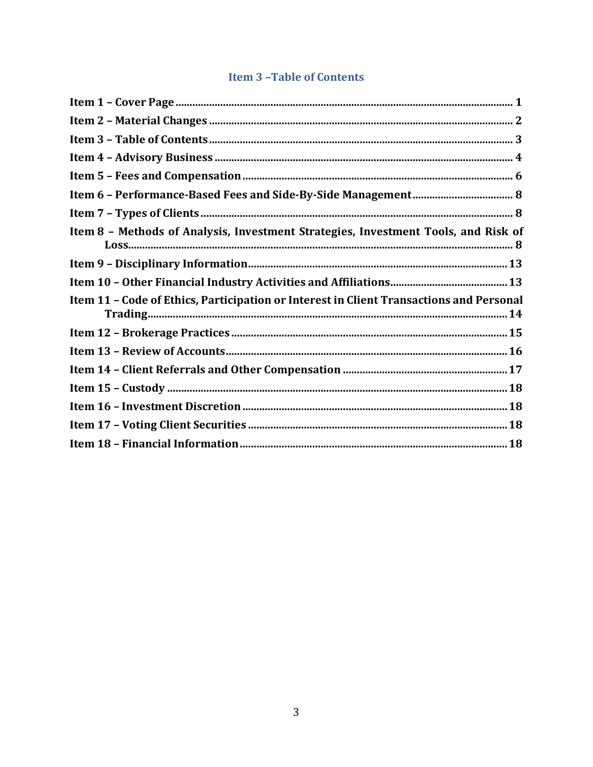## Item 3 –Table of Contents

**Item 1 – Cover Page** ........................................................................................................................ **1**

**Item 2 – Material Changes** ............................................................................................................ **2**

**Item 3 – Table of Contents** ............................................................................................................ **3**

**Item 4 – Advisory Business** .......................................................................................................... **4**

**Item 5 – Fees and Compensation** ................................................................................................ **6**

**Item 6 – Performance-Based Fees and Side-By-Side Management** ..................................... **8**

**Item 7 – Types of Clients** .............................................................................................................. **8**

**Item 8 – Methods of Analysis, Investment Strategies, Investment Tools, and Risk of Loss** ........................................................................................................................................... **8**

**Item 9 – Disciplinary Information** ............................................................................................. **13**

**Item 10 – Other Financial Industry Activities and Affiliations** ........................................... **13**

**Item 11 – Code of Ethics, Participation or Interest in Client Transactions and Personal Trading** ................................................................................................................................. **14**

**Item 12 – Brokerage Practices** .................................................................................................... **15**

**Item 13 – Review of Accounts** ..................................................................................................... **16**

**Item 14 – Client Referrals and Other Compensation** ............................................................ **17**

**Item 15 – Custody** ......................................................................................................................... **18**

**Item 16 – Investment Discretion** ................................................................................................ **18**

**Item 17 – Voting Client Securities** .............................................................................................. **18**

**Item 18 – Financial Information** ................................................................................................. **18**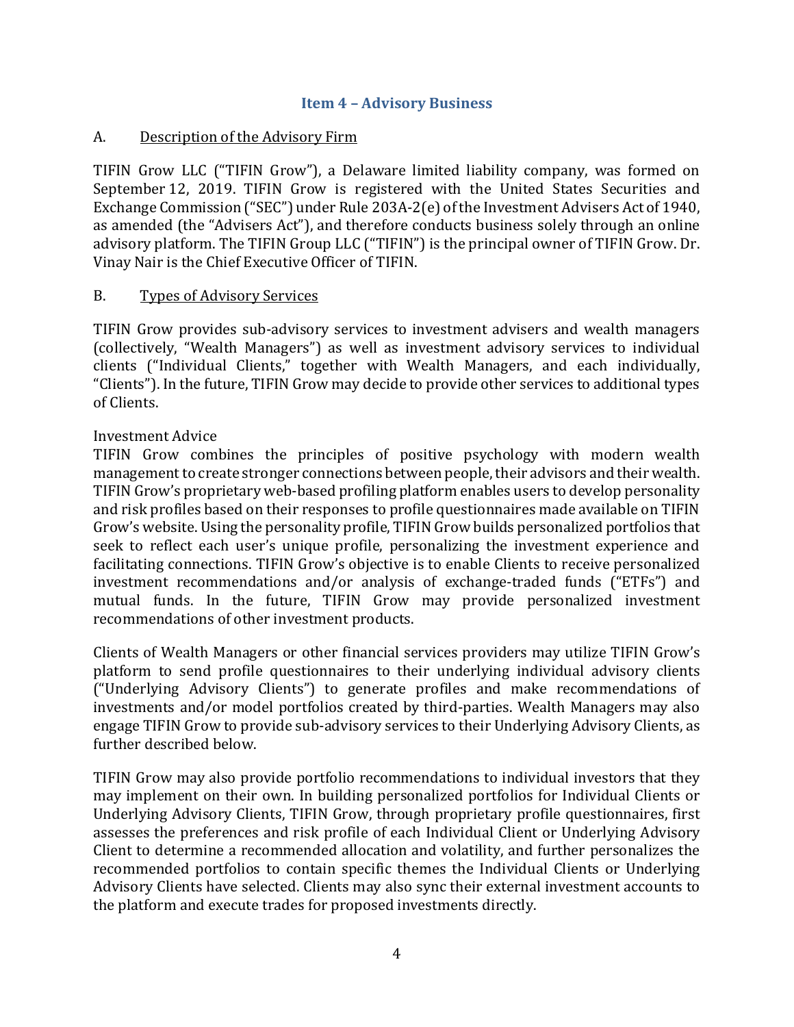## Item 4 – Advisory Business

### A. Description of the Advisory Firm

TIFIN Grow LLC ("TIFIN Grow"), a Delaware limited liability company, was formed on September 12, 2019. TIFIN Grow is registered with the United States Securities and Exchange Commission ("SEC") under Rule 203A-2(e) of the Investment Advisers Act of 1940, as amended (the "Advisers Act"), and therefore conducts business solely through an online advisory platform. The TIFIN Group LLC ("TIFIN") is the principal owner of TIFIN Grow. Dr. Vinay Nair is the Chief Executive Officer of TIFIN.

### B. Types of Advisory Services

TIFIN Grow provides sub-advisory services to investment advisers and wealth managers (collectively, "Wealth Managers") as well as investment advisory services to individual clients ("Individual Clients," together with Wealth Managers, and each individually, "Clients"). In the future, TIFIN Grow may decide to provide other services to additional types of Clients.

Investment Advice

TIFIN Grow combines the principles of positive psychology with modern wealth management to create stronger connections between people, their advisors and their wealth. TIFIN Grow's proprietary web-based profiling platform enables users to develop personality and risk profiles based on their responses to profile questionnaires made available on TIFIN Grow's website. Using the personality profile, TIFIN Grow builds personalized portfolios that seek to reflect each user's unique profile, personalizing the investment experience and facilitating connections. TIFIN Grow's objective is to enable Clients to receive personalized investment recommendations and/or analysis of exchange-traded funds ("ETFs") and mutual funds. In the future, TIFIN Grow may provide personalized investment recommendations of other investment products.

Clients of Wealth Managers or other financial services providers may utilize TIFIN Grow's platform to send profile questionnaires to their underlying individual advisory clients ("Underlying Advisory Clients") to generate profiles and make recommendations of investments and/or model portfolios created by third-parties. Wealth Managers may also engage TIFIN Grow to provide sub-advisory services to their Underlying Advisory Clients, as further described below.

TIFIN Grow may also provide portfolio recommendations to individual investors that they may implement on their own. In building personalized portfolios for Individual Clients or Underlying Advisory Clients, TIFIN Grow, through proprietary profile questionnaires, first assesses the preferences and risk profile of each Individual Client or Underlying Advisory Client to determine a recommended allocation and volatility, and further personalizes the recommended portfolios to contain specific themes the Individual Clients or Underlying Advisory Clients have selected. Clients may also sync their external investment accounts to the platform and execute trades for proposed investments directly.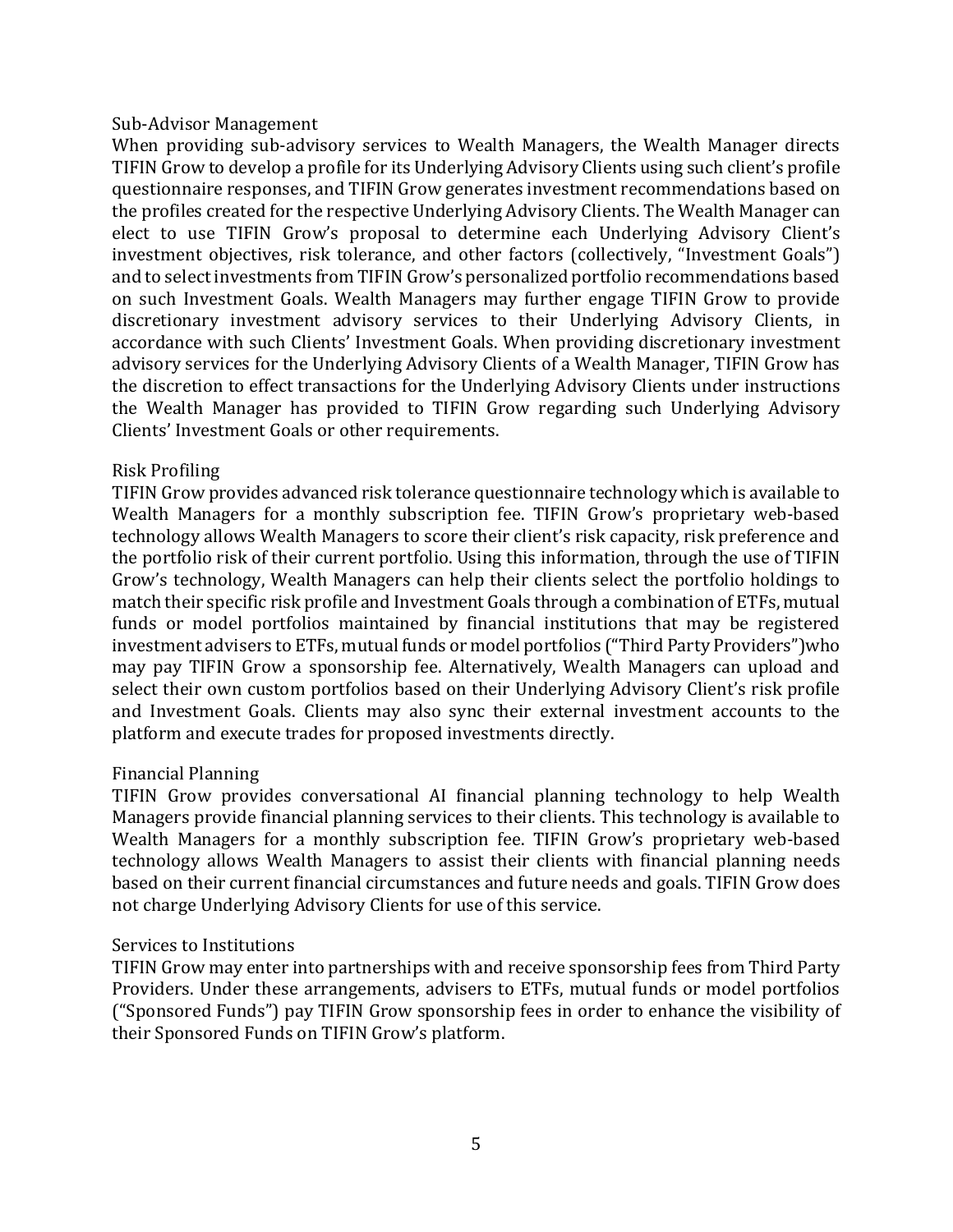### Sub-Advisor Management

When providing sub-advisory services to Wealth Managers, the Wealth Manager directs TIFIN Grow to develop a profile for its Underlying Advisory Clients using such client's profile questionnaire responses, and TIFIN Grow generates investment recommendations based on the profiles created for the respective Underlying Advisory Clients. The Wealth Manager can elect to use TIFIN Grow's proposal to determine each Underlying Advisory Client's investment objectives, risk tolerance, and other factors (collectively, "Investment Goals") and to select investments from TIFIN Grow's personalized portfolio recommendations based on such Investment Goals. Wealth Managers may further engage TIFIN Grow to provide discretionary investment advisory services to their Underlying Advisory Clients, in accordance with such Clients' Investment Goals. When providing discretionary investment advisory services for the Underlying Advisory Clients of a Wealth Manager, TIFIN Grow has the discretion to effect transactions for the Underlying Advisory Clients under instructions the Wealth Manager has provided to TIFIN Grow regarding such Underlying Advisory Clients' Investment Goals or other requirements.

### Risk Profiling

TIFIN Grow provides advanced risk tolerance questionnaire technology which is available to Wealth Managers for a monthly subscription fee. TIFIN Grow's proprietary web-based technology allows Wealth Managers to score their client's risk capacity, risk preference and the portfolio risk of their current portfolio. Using this information, through the use of TIFIN Grow's technology, Wealth Managers can help their clients select the portfolio holdings to match their specific risk profile and Investment Goals through a combination of ETFs, mutual funds or model portfolios maintained by financial institutions that may be registered investment advisers to ETFs, mutual funds or model portfolios ("Third Party Providers")who may pay TIFIN Grow a sponsorship fee. Alternatively, Wealth Managers can upload and select their own custom portfolios based on their Underlying Advisory Client's risk profile and Investment Goals. Clients may also sync their external investment accounts to the platform and execute trades for proposed investments directly.

### Financial Planning

TIFIN Grow provides conversational AI financial planning technology to help Wealth Managers provide financial planning services to their clients. This technology is available to Wealth Managers for a monthly subscription fee. TIFIN Grow's proprietary web-based technology allows Wealth Managers to assist their clients with financial planning needs based on their current financial circumstances and future needs and goals. TIFIN Grow does not charge Underlying Advisory Clients for use of this service.

### Services to Institutions

TIFIN Grow may enter into partnerships with and receive sponsorship fees from Third Party Providers. Under these arrangements, advisers to ETFs, mutual funds or model portfolios ("Sponsored Funds") pay TIFIN Grow sponsorship fees in order to enhance the visibility of their Sponsored Funds on TIFIN Grow's platform.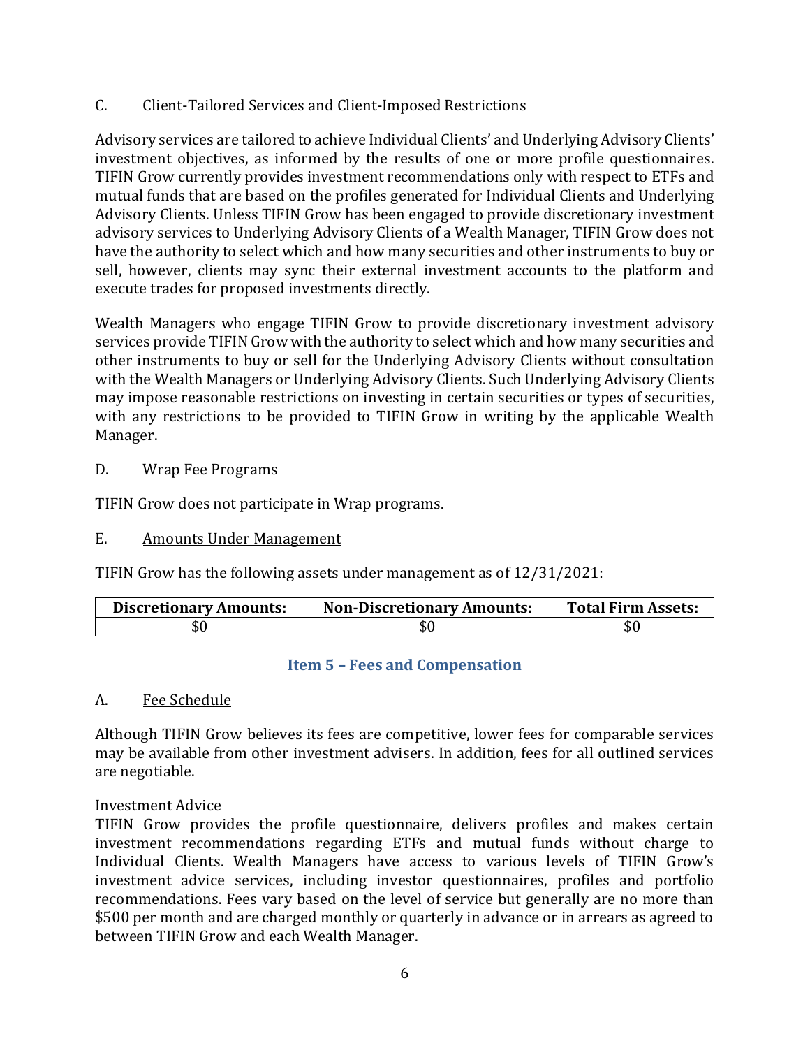C. Client-Tailored Services and Client-Imposed Restrictions

Advisory services are tailored to achieve Individual Clients' and Underlying Advisory Clients' investment objectives, as informed by the results of one or more profile questionnaires. TIFIN Grow currently provides investment recommendations only with respect to ETFs and mutual funds that are based on the profiles generated for Individual Clients and Underlying Advisory Clients. Unless TIFIN Grow has been engaged to provide discretionary investment advisory services to Underlying Advisory Clients of a Wealth Manager, TIFIN Grow does not have the authority to select which and how many securities and other instruments to buy or sell, however, clients may sync their external investment accounts to the platform and execute trades for proposed investments directly.

Wealth Managers who engage TIFIN Grow to provide discretionary investment advisory services provide TIFIN Grow with the authority to select which and how many securities and other instruments to buy or sell for the Underlying Advisory Clients without consultation with the Wealth Managers or Underlying Advisory Clients. Such Underlying Advisory Clients may impose reasonable restrictions on investing in certain securities or types of securities, with any restrictions to be provided to TIFIN Grow in writing by the applicable Wealth Manager.

D. Wrap Fee Programs

TIFIN Grow does not participate in Wrap programs.

E. Amounts Under Management

TIFIN Grow has the following assets under management as of 12/31/2021:

| Discretionary Amounts: | Non-Discretionary Amounts: | Total Firm Assets: |
|---|---|---|
| $0 | $0 | $0 |

## Item 5 – Fees and Compensation

A. Fee Schedule

Although TIFIN Grow believes its fees are competitive, lower fees for comparable services may be available from other investment advisers. In addition, fees for all outlined services are negotiable.

Investment Advice

TIFIN Grow provides the profile questionnaire, delivers profiles and makes certain investment recommendations regarding ETFs and mutual funds without charge to Individual Clients. Wealth Managers have access to various levels of TIFIN Grow's investment advice services, including investor questionnaires, profiles and portfolio recommendations. Fees vary based on the level of service but generally are no more than $500 per month and are charged monthly or quarterly in advance or in arrears as agreed to between TIFIN Grow and each Wealth Manager.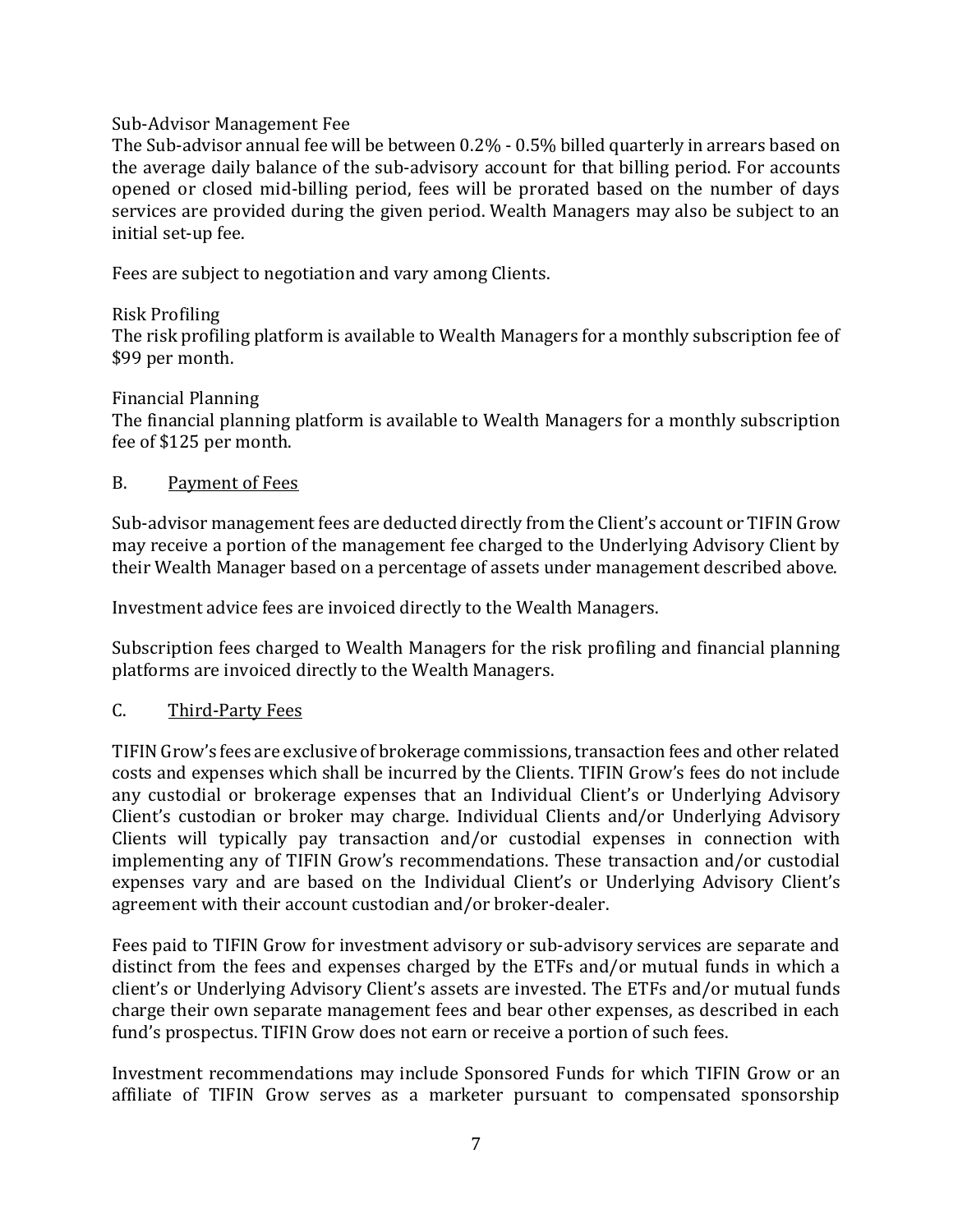Sub-Advisor Management Fee

The Sub-advisor annual fee will be between 0.2% - 0.5% billed quarterly in arrears based on the average daily balance of the sub-advisory account for that billing period. For accounts opened or closed mid-billing period, fees will be prorated based on the number of days services are provided during the given period. Wealth Managers may also be subject to an initial set-up fee.

Fees are subject to negotiation and vary among Clients.

Risk Profiling

The risk profiling platform is available to Wealth Managers for a monthly subscription fee of $99 per month.

Financial Planning

The financial planning platform is available to Wealth Managers for a monthly subscription fee of $125 per month.

## B. Payment of Fees

Sub-advisor management fees are deducted directly from the Client's account or TIFIN Grow may receive a portion of the management fee charged to the Underlying Advisory Client by their Wealth Manager based on a percentage of assets under management described above.

Investment advice fees are invoiced directly to the Wealth Managers.

Subscription fees charged to Wealth Managers for the risk profiling and financial planning platforms are invoiced directly to the Wealth Managers.

## C. Third-Party Fees

TIFIN Grow's fees are exclusive of brokerage commissions, transaction fees and other related costs and expenses which shall be incurred by the Clients. TIFIN Grow's fees do not include any custodial or brokerage expenses that an Individual Client's or Underlying Advisory Client's custodian or broker may charge. Individual Clients and/or Underlying Advisory Clients will typically pay transaction and/or custodial expenses in connection with implementing any of TIFIN Grow's recommendations. These transaction and/or custodial expenses vary and are based on the Individual Client's or Underlying Advisory Client's agreement with their account custodian and/or broker-dealer.

Fees paid to TIFIN Grow for investment advisory or sub-advisory services are separate and distinct from the fees and expenses charged by the ETFs and/or mutual funds in which a client's or Underlying Advisory Client's assets are invested. The ETFs and/or mutual funds charge their own separate management fees and bear other expenses, as described in each fund's prospectus. TIFIN Grow does not earn or receive a portion of such fees.

Investment recommendations may include Sponsored Funds for which TIFIN Grow or an affiliate of TIFIN Grow serves as a marketer pursuant to compensated sponsorship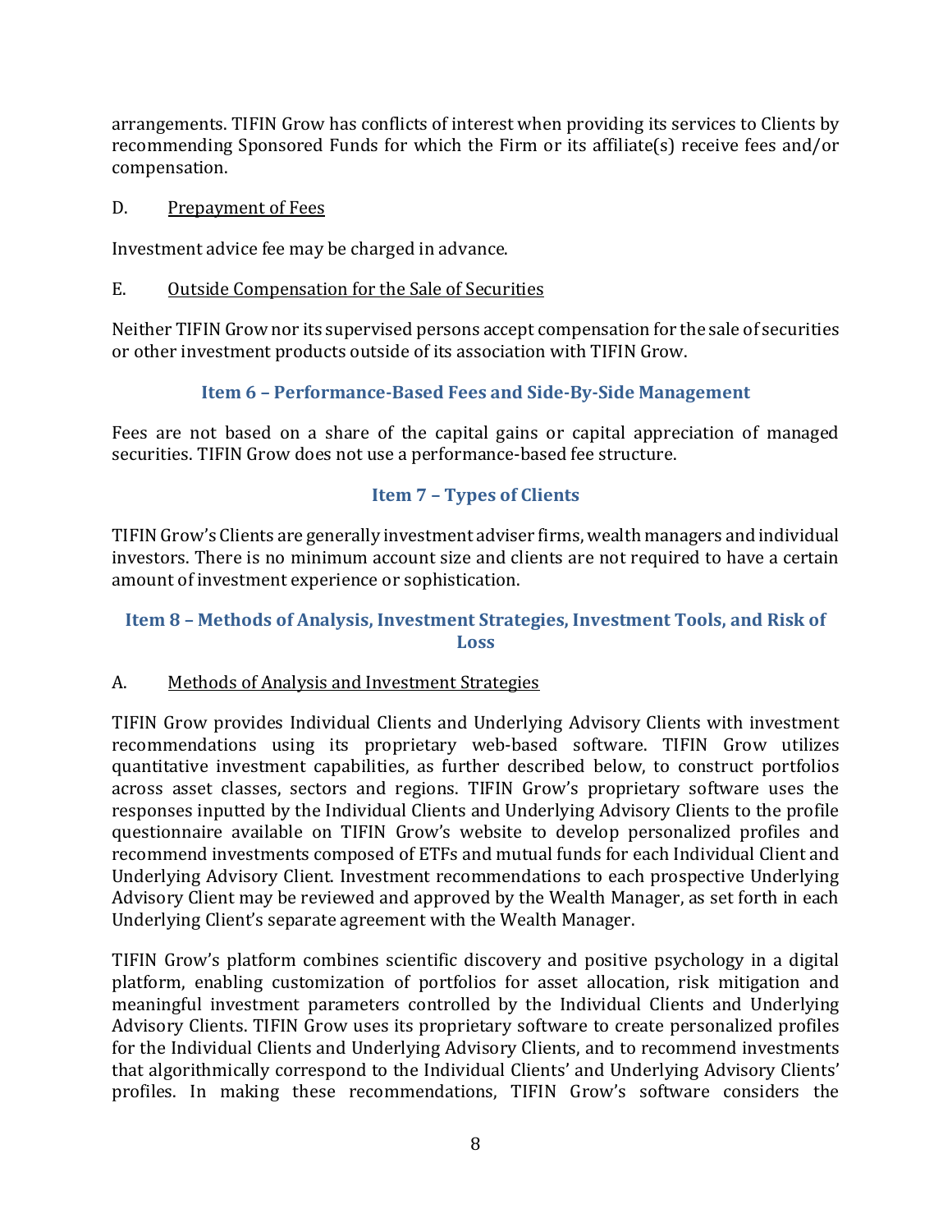arrangements. TIFIN Grow has conflicts of interest when providing its services to Clients by recommending Sponsored Funds for which the Firm or its affiliate(s) receive fees and/or compensation.

D. Prepayment of Fees

Investment advice fee may be charged in advance.

E. Outside Compensation for the Sale of Securities

Neither TIFIN Grow nor its supervised persons accept compensation for the sale of securities or other investment products outside of its association with TIFIN Grow.

## Item 6 – Performance-Based Fees and Side-By-Side Management

Fees are not based on a share of the capital gains or capital appreciation of managed securities. TIFIN Grow does not use a performance-based fee structure.

## Item 7 – Types of Clients

TIFIN Grow's Clients are generally investment adviser firms, wealth managers and individual investors. There is no minimum account size and clients are not required to have a certain amount of investment experience or sophistication.

## Item 8 – Methods of Analysis, Investment Strategies, Investment Tools, and Risk of Loss

A. Methods of Analysis and Investment Strategies

TIFIN Grow provides Individual Clients and Underlying Advisory Clients with investment recommendations using its proprietary web-based software. TIFIN Grow utilizes quantitative investment capabilities, as further described below, to construct portfolios across asset classes, sectors and regions. TIFIN Grow's proprietary software uses the responses inputted by the Individual Clients and Underlying Advisory Clients to the profile questionnaire available on TIFIN Grow's website to develop personalized profiles and recommend investments composed of ETFs and mutual funds for each Individual Client and Underlying Advisory Client. Investment recommendations to each prospective Underlying Advisory Client may be reviewed and approved by the Wealth Manager, as set forth in each Underlying Client's separate agreement with the Wealth Manager.

TIFIN Grow's platform combines scientific discovery and positive psychology in a digital platform, enabling customization of portfolios for asset allocation, risk mitigation and meaningful investment parameters controlled by the Individual Clients and Underlying Advisory Clients. TIFIN Grow uses its proprietary software to create personalized profiles for the Individual Clients and Underlying Advisory Clients, and to recommend investments that algorithmically correspond to the Individual Clients' and Underlying Advisory Clients' profiles. In making these recommendations, TIFIN Grow's software considers the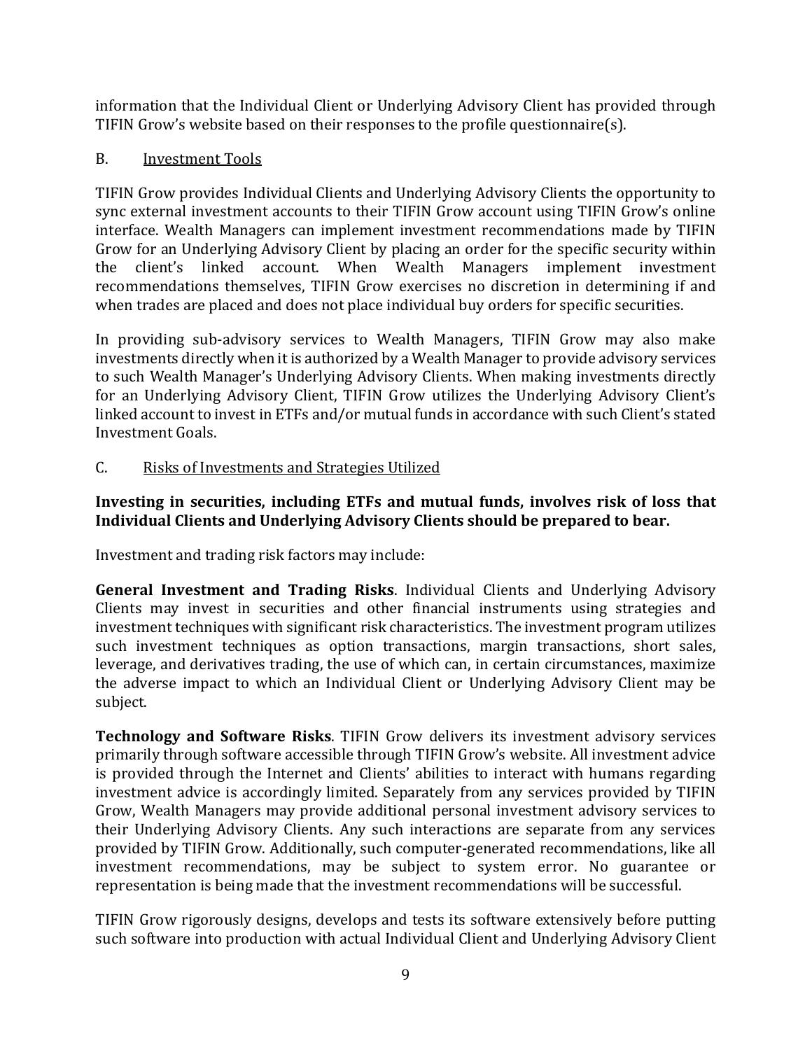information that the Individual Client or Underlying Advisory Client has provided through TIFIN Grow's website based on their responses to the profile questionnaire(s).

B. Investment Tools

TIFIN Grow provides Individual Clients and Underlying Advisory Clients the opportunity to sync external investment accounts to their TIFIN Grow account using TIFIN Grow's online interface. Wealth Managers can implement investment recommendations made by TIFIN Grow for an Underlying Advisory Client by placing an order for the specific security within the client's linked account. When Wealth Managers implement investment recommendations themselves, TIFIN Grow exercises no discretion in determining if and when trades are placed and does not place individual buy orders for specific securities.

In providing sub-advisory services to Wealth Managers, TIFIN Grow may also make investments directly when it is authorized by a Wealth Manager to provide advisory services to such Wealth Manager's Underlying Advisory Clients. When making investments directly for an Underlying Advisory Client, TIFIN Grow utilizes the Underlying Advisory Client's linked account to invest in ETFs and/or mutual funds in accordance with such Client's stated Investment Goals.

C. Risks of Investments and Strategies Utilized

**Investing in securities, including ETFs and mutual funds, involves risk of loss that Individual Clients and Underlying Advisory Clients should be prepared to bear.**

Investment and trading risk factors may include:

**General Investment and Trading Risks**. Individual Clients and Underlying Advisory Clients may invest in securities and other financial instruments using strategies and investment techniques with significant risk characteristics. The investment program utilizes such investment techniques as option transactions, margin transactions, short sales, leverage, and derivatives trading, the use of which can, in certain circumstances, maximize the adverse impact to which an Individual Client or Underlying Advisory Client may be subject.

**Technology and Software Risks**. TIFIN Grow delivers its investment advisory services primarily through software accessible through TIFIN Grow's website. All investment advice is provided through the Internet and Clients' abilities to interact with humans regarding investment advice is accordingly limited. Separately from any services provided by TIFIN Grow, Wealth Managers may provide additional personal investment advisory services to their Underlying Advisory Clients. Any such interactions are separate from any services provided by TIFIN Grow. Additionally, such computer-generated recommendations, like all investment recommendations, may be subject to system error. No guarantee or representation is being made that the investment recommendations will be successful.

TIFIN Grow rigorously designs, develops and tests its software extensively before putting such software into production with actual Individual Client and Underlying Advisory Client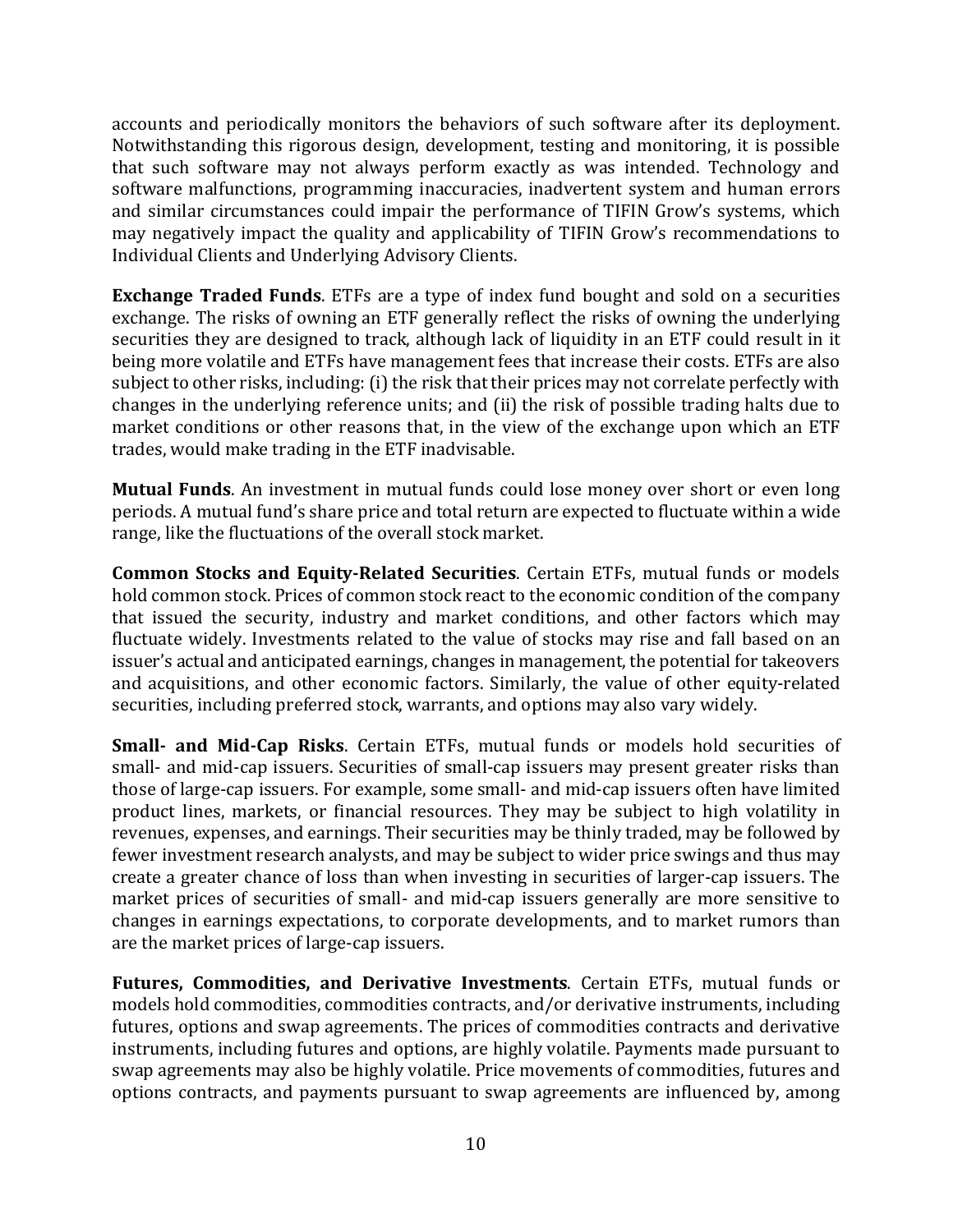accounts and periodically monitors the behaviors of such software after its deployment. Notwithstanding this rigorous design, development, testing and monitoring, it is possible that such software may not always perform exactly as was intended. Technology and software malfunctions, programming inaccuracies, inadvertent system and human errors and similar circumstances could impair the performance of TIFIN Grow's systems, which may negatively impact the quality and applicability of TIFIN Grow's recommendations to Individual Clients and Underlying Advisory Clients.

**Exchange Traded Funds**. ETFs are a type of index fund bought and sold on a securities exchange. The risks of owning an ETF generally reflect the risks of owning the underlying securities they are designed to track, although lack of liquidity in an ETF could result in it being more volatile and ETFs have management fees that increase their costs. ETFs are also subject to other risks, including: (i) the risk that their prices may not correlate perfectly with changes in the underlying reference units; and (ii) the risk of possible trading halts due to market conditions or other reasons that, in the view of the exchange upon which an ETF trades, would make trading in the ETF inadvisable.

**Mutual Funds**. An investment in mutual funds could lose money over short or even long periods. A mutual fund's share price and total return are expected to fluctuate within a wide range, like the fluctuations of the overall stock market.

**Common Stocks and Equity-Related Securities**. Certain ETFs, mutual funds or models hold common stock. Prices of common stock react to the economic condition of the company that issued the security, industry and market conditions, and other factors which may fluctuate widely. Investments related to the value of stocks may rise and fall based on an issuer's actual and anticipated earnings, changes in management, the potential for takeovers and acquisitions, and other economic factors. Similarly, the value of other equity-related securities, including preferred stock, warrants, and options may also vary widely.

**Small- and Mid-Cap Risks**. Certain ETFs, mutual funds or models hold securities of small- and mid-cap issuers. Securities of small-cap issuers may present greater risks than those of large-cap issuers. For example, some small- and mid-cap issuers often have limited product lines, markets, or financial resources. They may be subject to high volatility in revenues, expenses, and earnings. Their securities may be thinly traded, may be followed by fewer investment research analysts, and may be subject to wider price swings and thus may create a greater chance of loss than when investing in securities of larger-cap issuers. The market prices of securities of small- and mid-cap issuers generally are more sensitive to changes in earnings expectations, to corporate developments, and to market rumors than are the market prices of large-cap issuers.

**Futures, Commodities, and Derivative Investments**. Certain ETFs, mutual funds or models hold commodities, commodities contracts, and/or derivative instruments, including futures, options and swap agreements. The prices of commodities contracts and derivative instruments, including futures and options, are highly volatile. Payments made pursuant to swap agreements may also be highly volatile. Price movements of commodities, futures and options contracts, and payments pursuant to swap agreements are influenced by, among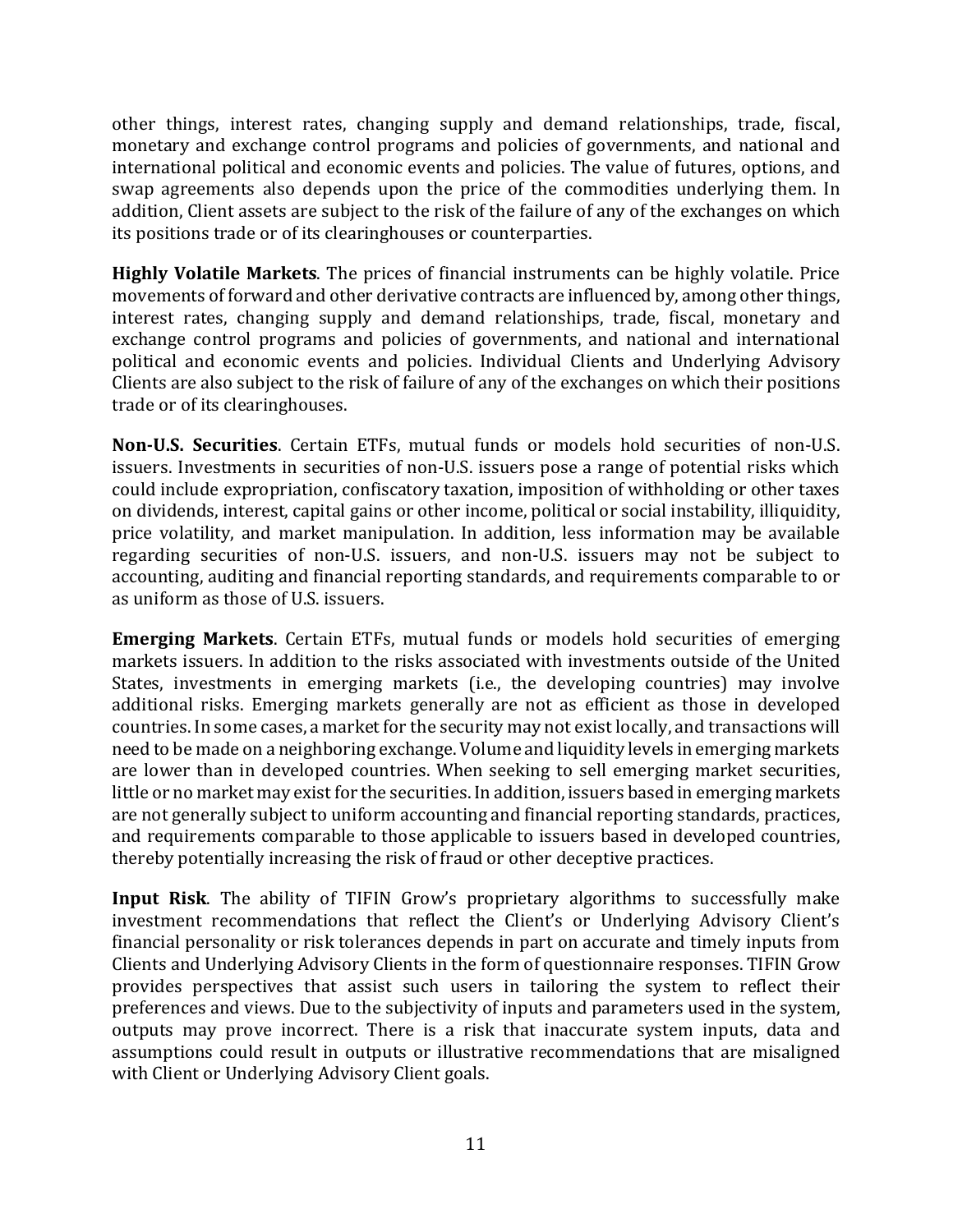other things, interest rates, changing supply and demand relationships, trade, fiscal, monetary and exchange control programs and policies of governments, and national and international political and economic events and policies. The value of futures, options, and swap agreements also depends upon the price of the commodities underlying them. In addition, Client assets are subject to the risk of the failure of any of the exchanges on which its positions trade or of its clearinghouses or counterparties.

**Highly Volatile Markets**. The prices of financial instruments can be highly volatile. Price movements of forward and other derivative contracts are influenced by, among other things, interest rates, changing supply and demand relationships, trade, fiscal, monetary and exchange control programs and policies of governments, and national and international political and economic events and policies. Individual Clients and Underlying Advisory Clients are also subject to the risk of failure of any of the exchanges on which their positions trade or of its clearinghouses.

**Non-U.S. Securities**. Certain ETFs, mutual funds or models hold securities of non-U.S. issuers. Investments in securities of non-U.S. issuers pose a range of potential risks which could include expropriation, confiscatory taxation, imposition of withholding or other taxes on dividends, interest, capital gains or other income, political or social instability, illiquidity, price volatility, and market manipulation. In addition, less information may be available regarding securities of non-U.S. issuers, and non-U.S. issuers may not be subject to accounting, auditing and financial reporting standards, and requirements comparable to or as uniform as those of U.S. issuers.

**Emerging Markets**. Certain ETFs, mutual funds or models hold securities of emerging markets issuers. In addition to the risks associated with investments outside of the United States, investments in emerging markets (i.e., the developing countries) may involve additional risks. Emerging markets generally are not as efficient as those in developed countries. In some cases, a market for the security may not exist locally, and transactions will need to be made on a neighboring exchange. Volume and liquidity levels in emerging markets are lower than in developed countries. When seeking to sell emerging market securities, little or no market may exist for the securities. In addition, issuers based in emerging markets are not generally subject to uniform accounting and financial reporting standards, practices, and requirements comparable to those applicable to issuers based in developed countries, thereby potentially increasing the risk of fraud or other deceptive practices.

**Input Risk**. The ability of TIFIN Grow's proprietary algorithms to successfully make investment recommendations that reflect the Client's or Underlying Advisory Client's financial personality or risk tolerances depends in part on accurate and timely inputs from Clients and Underlying Advisory Clients in the form of questionnaire responses. TIFIN Grow provides perspectives that assist such users in tailoring the system to reflect their preferences and views. Due to the subjectivity of inputs and parameters used in the system, outputs may prove incorrect. There is a risk that inaccurate system inputs, data and assumptions could result in outputs or illustrative recommendations that are misaligned with Client or Underlying Advisory Client goals.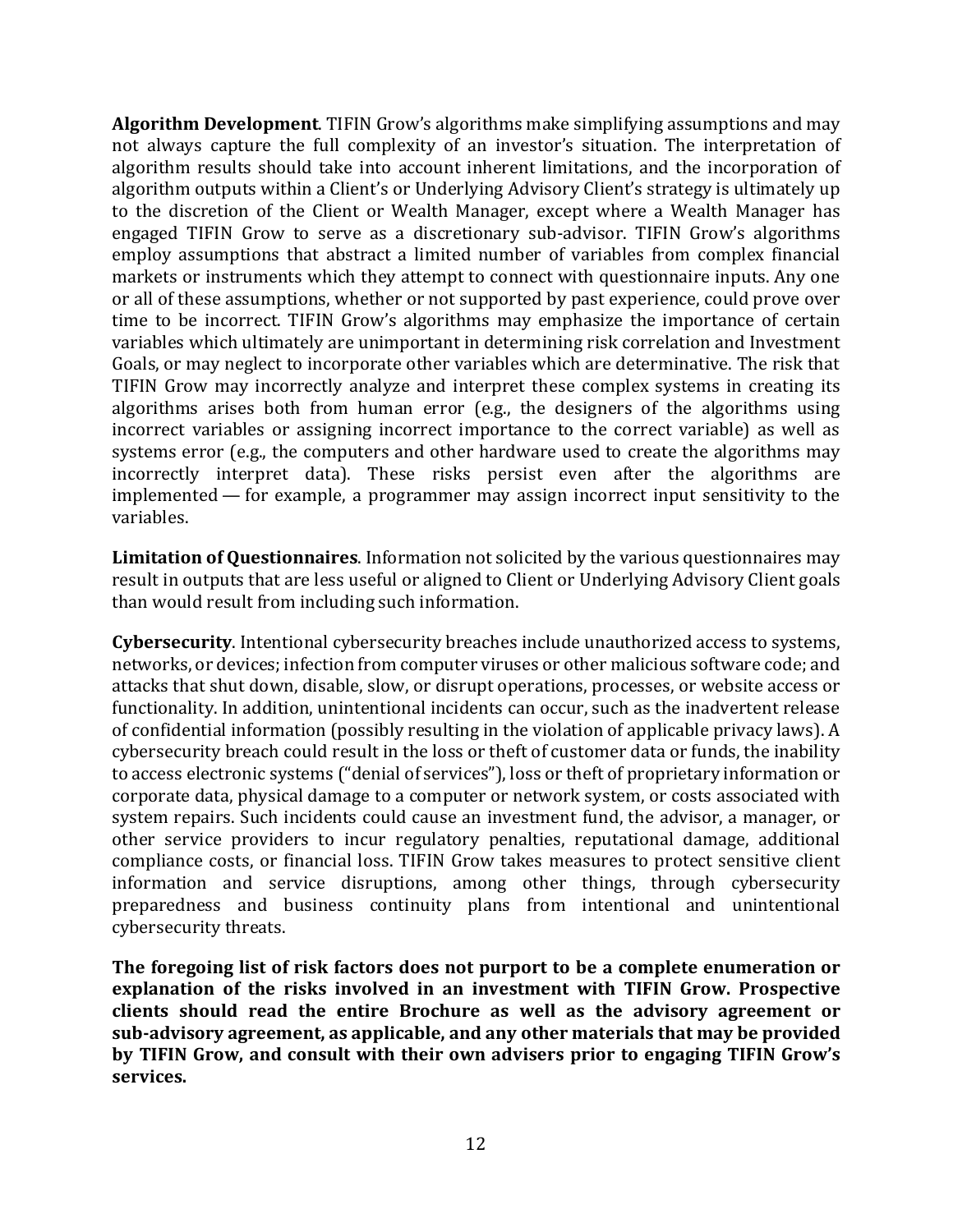**Algorithm Development**. TIFIN Grow's algorithms make simplifying assumptions and may not always capture the full complexity of an investor's situation. The interpretation of algorithm results should take into account inherent limitations, and the incorporation of algorithm outputs within a Client's or Underlying Advisory Client's strategy is ultimately up to the discretion of the Client or Wealth Manager, except where a Wealth Manager has engaged TIFIN Grow to serve as a discretionary sub-advisor. TIFIN Grow's algorithms employ assumptions that abstract a limited number of variables from complex financial markets or instruments which they attempt to connect with questionnaire inputs. Any one or all of these assumptions, whether or not supported by past experience, could prove over time to be incorrect. TIFIN Grow's algorithms may emphasize the importance of certain variables which ultimately are unimportant in determining risk correlation and Investment Goals, or may neglect to incorporate other variables which are determinative. The risk that TIFIN Grow may incorrectly analyze and interpret these complex systems in creating its algorithms arises both from human error (e.g., the designers of the algorithms using incorrect variables or assigning incorrect importance to the correct variable) as well as systems error (e.g., the computers and other hardware used to create the algorithms may incorrectly interpret data). These risks persist even after the algorithms are implemented — for example, a programmer may assign incorrect input sensitivity to the variables.

**Limitation of Questionnaires**. Information not solicited by the various questionnaires may result in outputs that are less useful or aligned to Client or Underlying Advisory Client goals than would result from including such information.

**Cybersecurity**. Intentional cybersecurity breaches include unauthorized access to systems, networks, or devices; infection from computer viruses or other malicious software code; and attacks that shut down, disable, slow, or disrupt operations, processes, or website access or functionality. In addition, unintentional incidents can occur, such as the inadvertent release of confidential information (possibly resulting in the violation of applicable privacy laws). A cybersecurity breach could result in the loss or theft of customer data or funds, the inability to access electronic systems ("denial of services"), loss or theft of proprietary information or corporate data, physical damage to a computer or network system, or costs associated with system repairs. Such incidents could cause an investment fund, the advisor, a manager, or other service providers to incur regulatory penalties, reputational damage, additional compliance costs, or financial loss. TIFIN Grow takes measures to protect sensitive client information and service disruptions, among other things, through cybersecurity preparedness and business continuity plans from intentional and unintentional cybersecurity threats.

**The foregoing list of risk factors does not purport to be a complete enumeration or explanation of the risks involved in an investment with TIFIN Grow. Prospective clients should read the entire Brochure as well as the advisory agreement or sub-advisory agreement, as applicable, and any other materials that may be provided by TIFIN Grow, and consult with their own advisers prior to engaging TIFIN Grow's services.**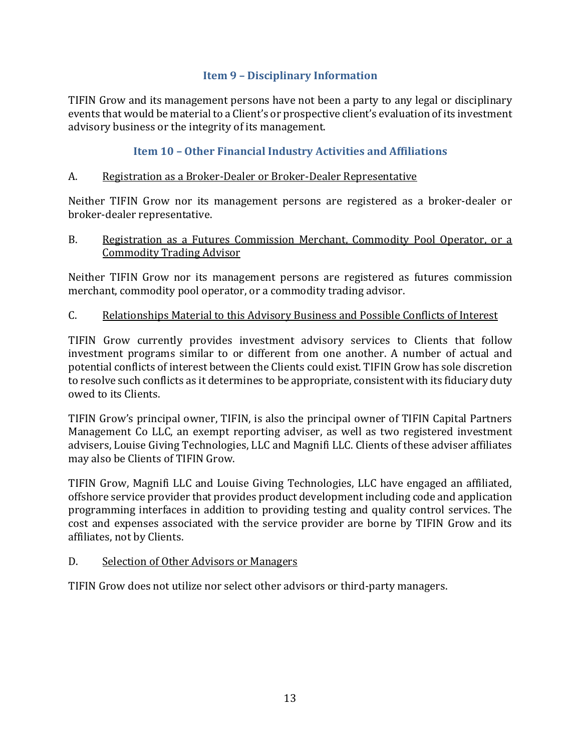## Item 9 – Disciplinary Information

TIFIN Grow and its management persons have not been a party to any legal or disciplinary events that would be material to a Client's or prospective client's evaluation of its investment advisory business or the integrity of its management.

## Item 10 – Other Financial Industry Activities and Affiliations

A. Registration as a Broker-Dealer or Broker-Dealer Representative

Neither TIFIN Grow nor its management persons are registered as a broker-dealer or broker-dealer representative.

B. Registration as a Futures Commission Merchant, Commodity Pool Operator, or a Commodity Trading Advisor

Neither TIFIN Grow nor its management persons are registered as futures commission merchant, commodity pool operator, or a commodity trading advisor.

C. Relationships Material to this Advisory Business and Possible Conflicts of Interest

TIFIN Grow currently provides investment advisory services to Clients that follow investment programs similar to or different from one another. A number of actual and potential conflicts of interest between the Clients could exist. TIFIN Grow has sole discretion to resolve such conflicts as it determines to be appropriate, consistent with its fiduciary duty owed to its Clients.

TIFIN Grow's principal owner, TIFIN, is also the principal owner of TIFIN Capital Partners Management Co LLC, an exempt reporting adviser, as well as two registered investment advisers, Louise Giving Technologies, LLC and Magnifi LLC. Clients of these adviser affiliates may also be Clients of TIFIN Grow.

TIFIN Grow, Magnifi LLC and Louise Giving Technologies, LLC have engaged an affiliated, offshore service provider that provides product development including code and application programming interfaces in addition to providing testing and quality control services. The cost and expenses associated with the service provider are borne by TIFIN Grow and its affiliates, not by Clients.

D. Selection of Other Advisors or Managers

TIFIN Grow does not utilize nor select other advisors or third-party managers.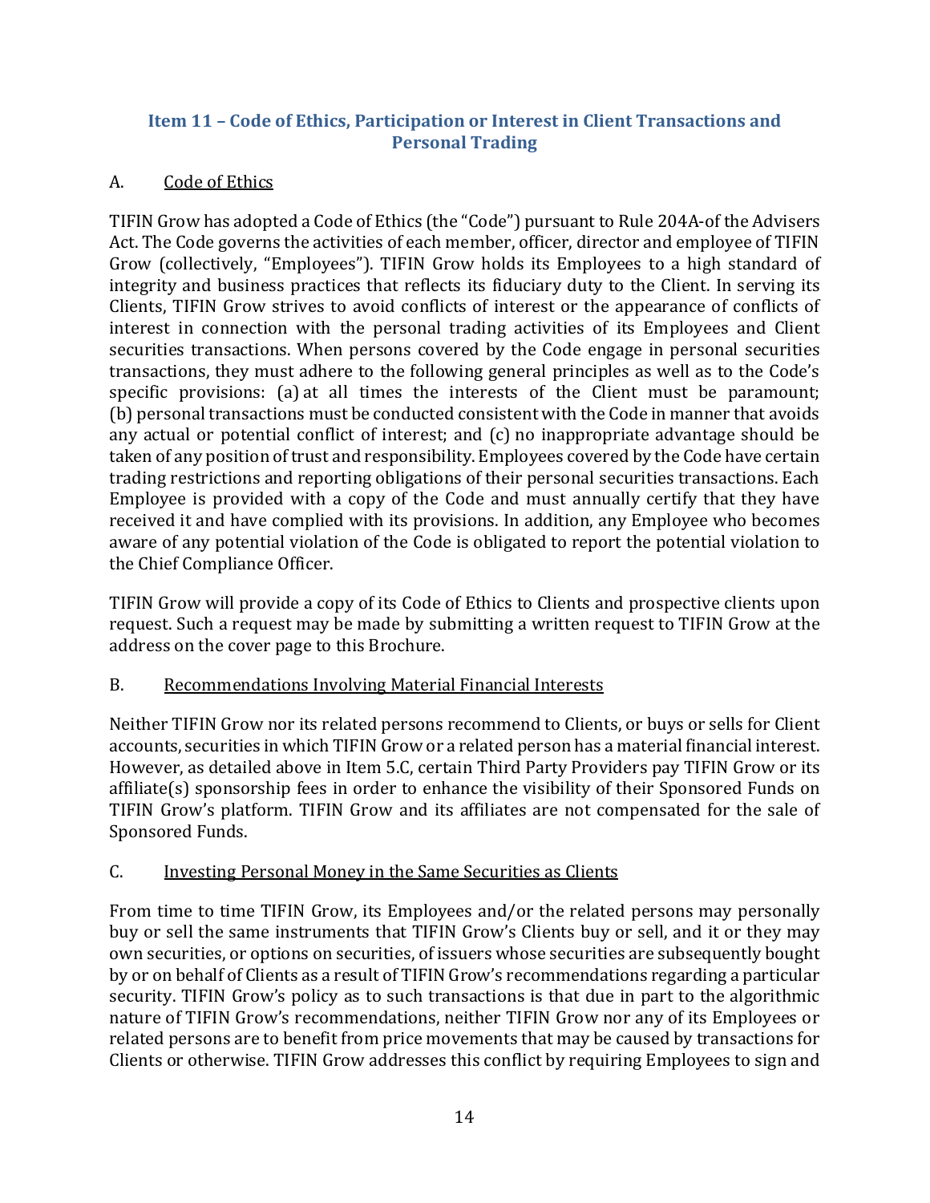## Item 11 – Code of Ethics, Participation or Interest in Client Transactions and Personal Trading

### A. Code of Ethics

TIFIN Grow has adopted a Code of Ethics (the "Code") pursuant to Rule 204A-of the Advisers Act. The Code governs the activities of each member, officer, director and employee of TIFIN Grow (collectively, "Employees"). TIFIN Grow holds its Employees to a high standard of integrity and business practices that reflects its fiduciary duty to the Client. In serving its Clients, TIFIN Grow strives to avoid conflicts of interest or the appearance of conflicts of interest in connection with the personal trading activities of its Employees and Client securities transactions. When persons covered by the Code engage in personal securities transactions, they must adhere to the following general principles as well as to the Code's specific provisions: (a) at all times the interests of the Client must be paramount; (b) personal transactions must be conducted consistent with the Code in manner that avoids any actual or potential conflict of interest; and (c) no inappropriate advantage should be taken of any position of trust and responsibility. Employees covered by the Code have certain trading restrictions and reporting obligations of their personal securities transactions. Each Employee is provided with a copy of the Code and must annually certify that they have received it and have complied with its provisions. In addition, any Employee who becomes aware of any potential violation of the Code is obligated to report the potential violation to the Chief Compliance Officer.

TIFIN Grow will provide a copy of its Code of Ethics to Clients and prospective clients upon request. Such a request may be made by submitting a written request to TIFIN Grow at the address on the cover page to this Brochure.

### B. Recommendations Involving Material Financial Interests

Neither TIFIN Grow nor its related persons recommend to Clients, or buys or sells for Client accounts, securities in which TIFIN Grow or a related person has a material financial interest. However, as detailed above in Item 5.C, certain Third Party Providers pay TIFIN Grow or its affiliate(s) sponsorship fees in order to enhance the visibility of their Sponsored Funds on TIFIN Grow's platform. TIFIN Grow and its affiliates are not compensated for the sale of Sponsored Funds.

### C. Investing Personal Money in the Same Securities as Clients

From time to time TIFIN Grow, its Employees and/or the related persons may personally buy or sell the same instruments that TIFIN Grow's Clients buy or sell, and it or they may own securities, or options on securities, of issuers whose securities are subsequently bought by or on behalf of Clients as a result of TIFIN Grow's recommendations regarding a particular security. TIFIN Grow's policy as to such transactions is that due in part to the algorithmic nature of TIFIN Grow's recommendations, neither TIFIN Grow nor any of its Employees or related persons are to benefit from price movements that may be caused by transactions for Clients or otherwise. TIFIN Grow addresses this conflict by requiring Employees to sign and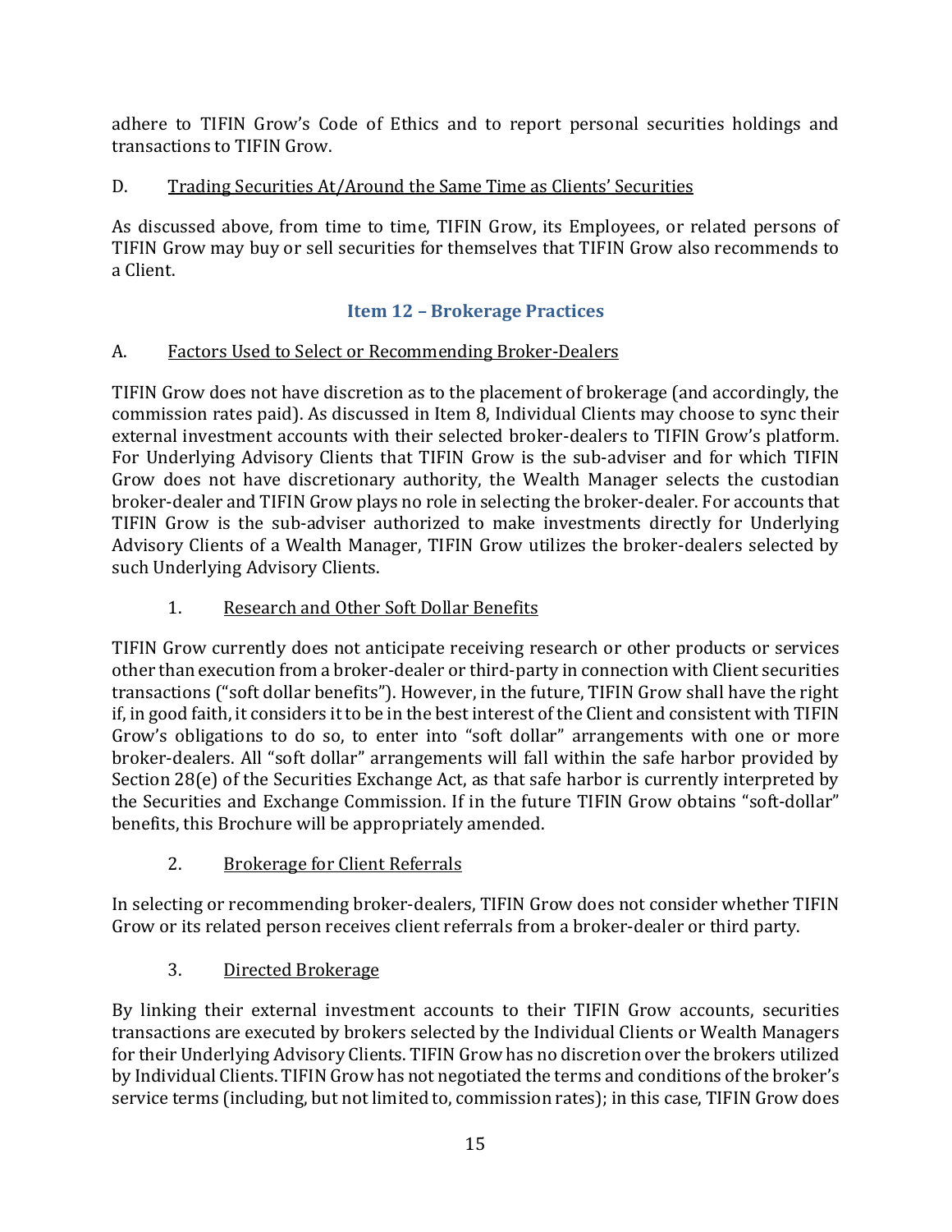adhere to TIFIN Grow's Code of Ethics and to report personal securities holdings and transactions to TIFIN Grow.

D. Trading Securities At/Around the Same Time as Clients' Securities

As discussed above, from time to time, TIFIN Grow, its Employees, or related persons of TIFIN Grow may buy or sell securities for themselves that TIFIN Grow also recommends to a Client.

## Item 12 – Brokerage Practices

A. Factors Used to Select or Recommending Broker-Dealers

TIFIN Grow does not have discretion as to the placement of brokerage (and accordingly, the commission rates paid). As discussed in Item 8, Individual Clients may choose to sync their external investment accounts with their selected broker-dealers to TIFIN Grow's platform. For Underlying Advisory Clients that TIFIN Grow is the sub-adviser and for which TIFIN Grow does not have discretionary authority, the Wealth Manager selects the custodian broker-dealer and TIFIN Grow plays no role in selecting the broker-dealer. For accounts that TIFIN Grow is the sub-adviser authorized to make investments directly for Underlying Advisory Clients of a Wealth Manager, TIFIN Grow utilizes the broker-dealers selected by such Underlying Advisory Clients.

1. Research and Other Soft Dollar Benefits

TIFIN Grow currently does not anticipate receiving research or other products or services other than execution from a broker-dealer or third-party in connection with Client securities transactions ("soft dollar benefits"). However, in the future, TIFIN Grow shall have the right if, in good faith, it considers it to be in the best interest of the Client and consistent with TIFIN Grow's obligations to do so, to enter into "soft dollar" arrangements with one or more broker-dealers. All "soft dollar" arrangements will fall within the safe harbor provided by Section 28(e) of the Securities Exchange Act, as that safe harbor is currently interpreted by the Securities and Exchange Commission. If in the future TIFIN Grow obtains "soft-dollar" benefits, this Brochure will be appropriately amended.

2. Brokerage for Client Referrals

In selecting or recommending broker-dealers, TIFIN Grow does not consider whether TIFIN Grow or its related person receives client referrals from a broker-dealer or third party.

3. Directed Brokerage

By linking their external investment accounts to their TIFIN Grow accounts, securities transactions are executed by brokers selected by the Individual Clients or Wealth Managers for their Underlying Advisory Clients. TIFIN Grow has no discretion over the brokers utilized by Individual Clients. TIFIN Grow has not negotiated the terms and conditions of the broker's service terms (including, but not limited to, commission rates); in this case, TIFIN Grow does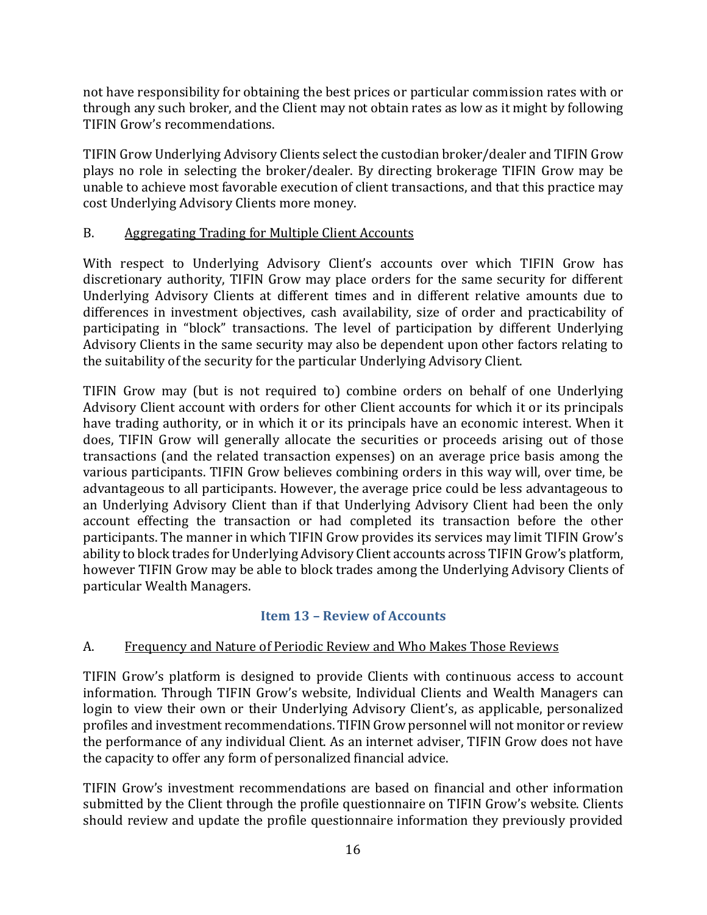not have responsibility for obtaining the best prices or particular commission rates with or through any such broker, and the Client may not obtain rates as low as it might by following TIFIN Grow's recommendations.

TIFIN Grow Underlying Advisory Clients select the custodian broker/dealer and TIFIN Grow plays no role in selecting the broker/dealer. By directing brokerage TIFIN Grow may be unable to achieve most favorable execution of client transactions, and that this practice may cost Underlying Advisory Clients more money.

B. Aggregating Trading for Multiple Client Accounts

With respect to Underlying Advisory Client's accounts over which TIFIN Grow has discretionary authority, TIFIN Grow may place orders for the same security for different Underlying Advisory Clients at different times and in different relative amounts due to differences in investment objectives, cash availability, size of order and practicability of participating in "block" transactions. The level of participation by different Underlying Advisory Clients in the same security may also be dependent upon other factors relating to the suitability of the security for the particular Underlying Advisory Client.

TIFIN Grow may (but is not required to) combine orders on behalf of one Underlying Advisory Client account with orders for other Client accounts for which it or its principals have trading authority, or in which it or its principals have an economic interest. When it does, TIFIN Grow will generally allocate the securities or proceeds arising out of those transactions (and the related transaction expenses) on an average price basis among the various participants. TIFIN Grow believes combining orders in this way will, over time, be advantageous to all participants. However, the average price could be less advantageous to an Underlying Advisory Client than if that Underlying Advisory Client had been the only account effecting the transaction or had completed its transaction before the other participants. The manner in which TIFIN Grow provides its services may limit TIFIN Grow's ability to block trades for Underlying Advisory Client accounts across TIFIN Grow's platform, however TIFIN Grow may be able to block trades among the Underlying Advisory Clients of particular Wealth Managers.

## Item 13 – Review of Accounts

A. Frequency and Nature of Periodic Review and Who Makes Those Reviews

TIFIN Grow's platform is designed to provide Clients with continuous access to account information. Through TIFIN Grow's website, Individual Clients and Wealth Managers can login to view their own or their Underlying Advisory Client's, as applicable, personalized profiles and investment recommendations. TIFIN Grow personnel will not monitor or review the performance of any individual Client. As an internet adviser, TIFIN Grow does not have the capacity to offer any form of personalized financial advice.

TIFIN Grow's investment recommendations are based on financial and other information submitted by the Client through the profile questionnaire on TIFIN Grow's website. Clients should review and update the profile questionnaire information they previously provided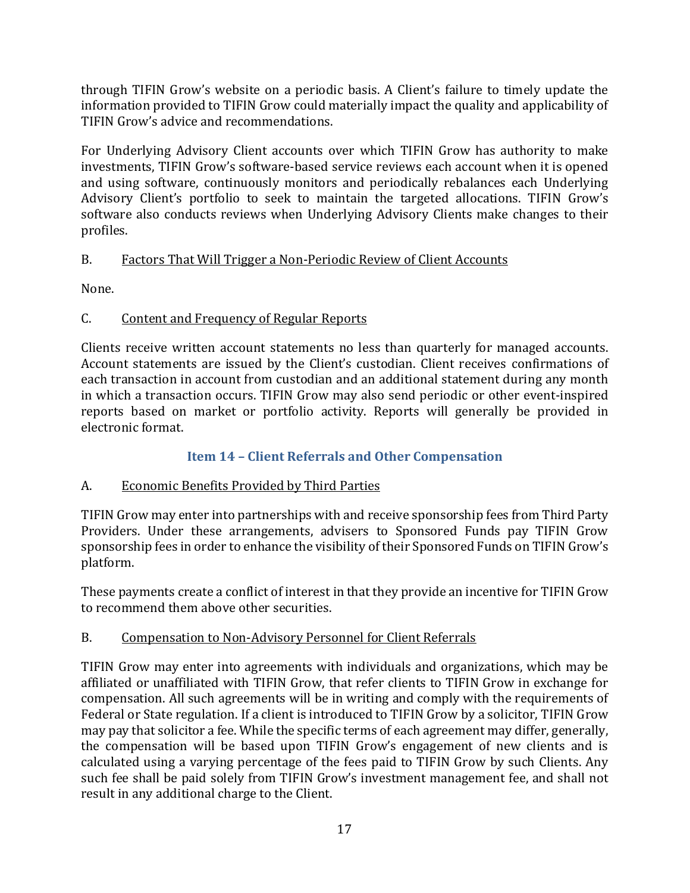through TIFIN Grow's website on a periodic basis. A Client's failure to timely update the information provided to TIFIN Grow could materially impact the quality and applicability of TIFIN Grow's advice and recommendations.

For Underlying Advisory Client accounts over which TIFIN Grow has authority to make investments, TIFIN Grow's software-based service reviews each account when it is opened and using software, continuously monitors and periodically rebalances each Underlying Advisory Client's portfolio to seek to maintain the targeted allocations. TIFIN Grow's software also conducts reviews when Underlying Advisory Clients make changes to their profiles.

B. <u>Factors That Will Trigger a Non-Periodic Review of Client Accounts</u>

None.

C. <u>Content and Frequency of Regular Reports</u>

Clients receive written account statements no less than quarterly for managed accounts. Account statements are issued by the Client's custodian. Client receives confirmations of each transaction in account from custodian and an additional statement during any month in which a transaction occurs. TIFIN Grow may also send periodic or other event-inspired reports based on market or portfolio activity. Reports will generally be provided in electronic format.

## Item 14 – Client Referrals and Other Compensation

A. <u>Economic Benefits Provided by Third Parties</u>

TIFIN Grow may enter into partnerships with and receive sponsorship fees from Third Party Providers. Under these arrangements, advisers to Sponsored Funds pay TIFIN Grow sponsorship fees in order to enhance the visibility of their Sponsored Funds on TIFIN Grow's platform.

These payments create a conflict of interest in that they provide an incentive for TIFIN Grow to recommend them above other securities.

B. <u>Compensation to Non-Advisory Personnel for Client Referrals</u>

TIFIN Grow may enter into agreements with individuals and organizations, which may be affiliated or unaffiliated with TIFIN Grow, that refer clients to TIFIN Grow in exchange for compensation. All such agreements will be in writing and comply with the requirements of Federal or State regulation. If a client is introduced to TIFIN Grow by a solicitor, TIFIN Grow may pay that solicitor a fee. While the specific terms of each agreement may differ, generally, the compensation will be based upon TIFIN Grow's engagement of new clients and is calculated using a varying percentage of the fees paid to TIFIN Grow by such Clients. Any such fee shall be paid solely from TIFIN Grow's investment management fee, and shall not result in any additional charge to the Client.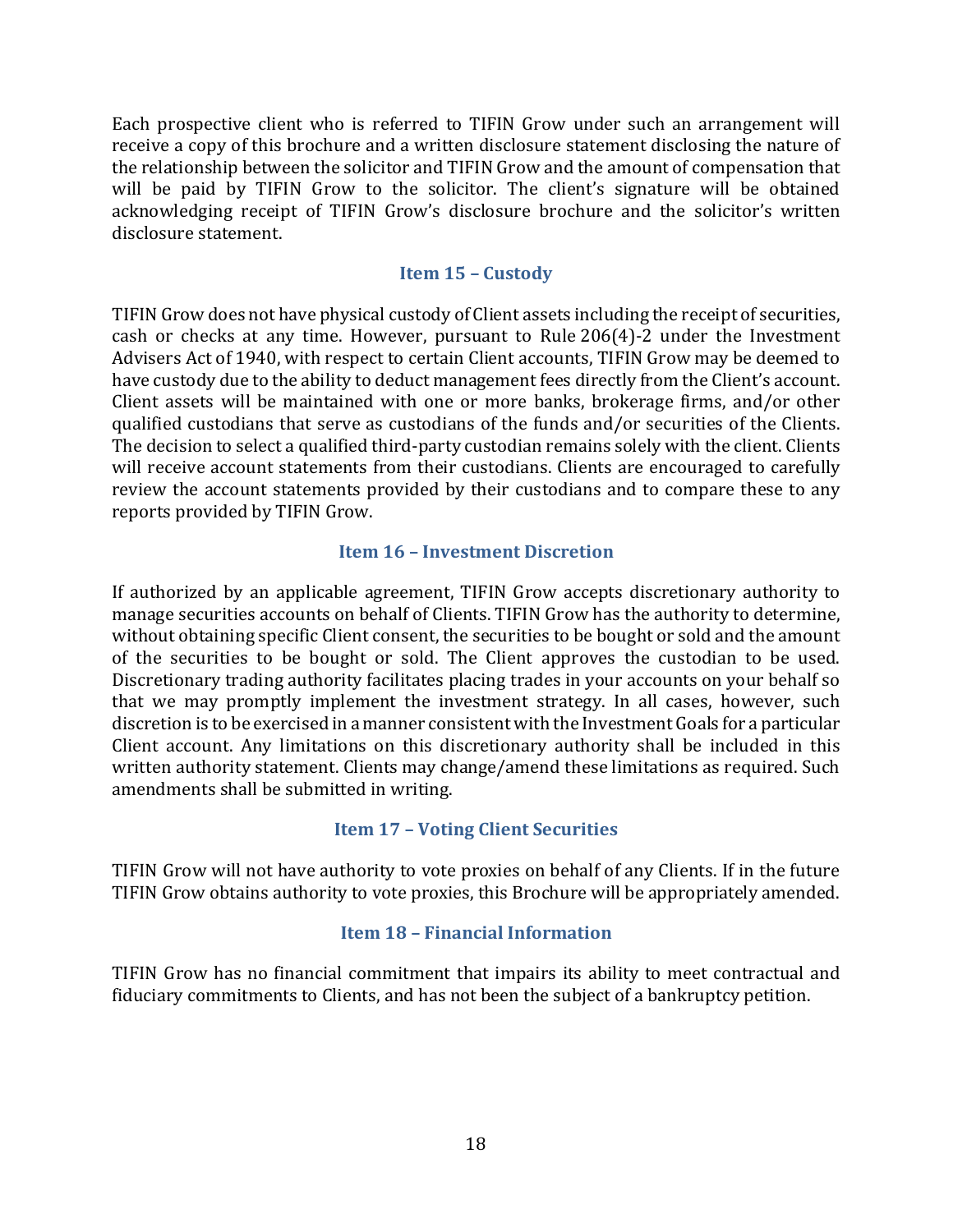Each prospective client who is referred to TIFIN Grow under such an arrangement will receive a copy of this brochure and a written disclosure statement disclosing the nature of the relationship between the solicitor and TIFIN Grow and the amount of compensation that will be paid by TIFIN Grow to the solicitor. The client's signature will be obtained acknowledging receipt of TIFIN Grow's disclosure brochure and the solicitor's written disclosure statement.

## Item 15 – Custody

TIFIN Grow does not have physical custody of Client assets including the receipt of securities, cash or checks at any time. However, pursuant to Rule 206(4)-2 under the Investment Advisers Act of 1940, with respect to certain Client accounts, TIFIN Grow may be deemed to have custody due to the ability to deduct management fees directly from the Client's account. Client assets will be maintained with one or more banks, brokerage firms, and/or other qualified custodians that serve as custodians of the funds and/or securities of the Clients. The decision to select a qualified third-party custodian remains solely with the client. Clients will receive account statements from their custodians. Clients are encouraged to carefully review the account statements provided by their custodians and to compare these to any reports provided by TIFIN Grow.

## Item 16 – Investment Discretion

If authorized by an applicable agreement, TIFIN Grow accepts discretionary authority to manage securities accounts on behalf of Clients. TIFIN Grow has the authority to determine, without obtaining specific Client consent, the securities to be bought or sold and the amount of the securities to be bought or sold. The Client approves the custodian to be used. Discretionary trading authority facilitates placing trades in your accounts on your behalf so that we may promptly implement the investment strategy. In all cases, however, such discretion is to be exercised in a manner consistent with the Investment Goals for a particular Client account. Any limitations on this discretionary authority shall be included in this written authority statement. Clients may change/amend these limitations as required. Such amendments shall be submitted in writing.

## Item 17 – Voting Client Securities

TIFIN Grow will not have authority to vote proxies on behalf of any Clients. If in the future TIFIN Grow obtains authority to vote proxies, this Brochure will be appropriately amended.

## Item 18 – Financial Information

TIFIN Grow has no financial commitment that impairs its ability to meet contractual and fiduciary commitments to Clients, and has not been the subject of a bankruptcy petition.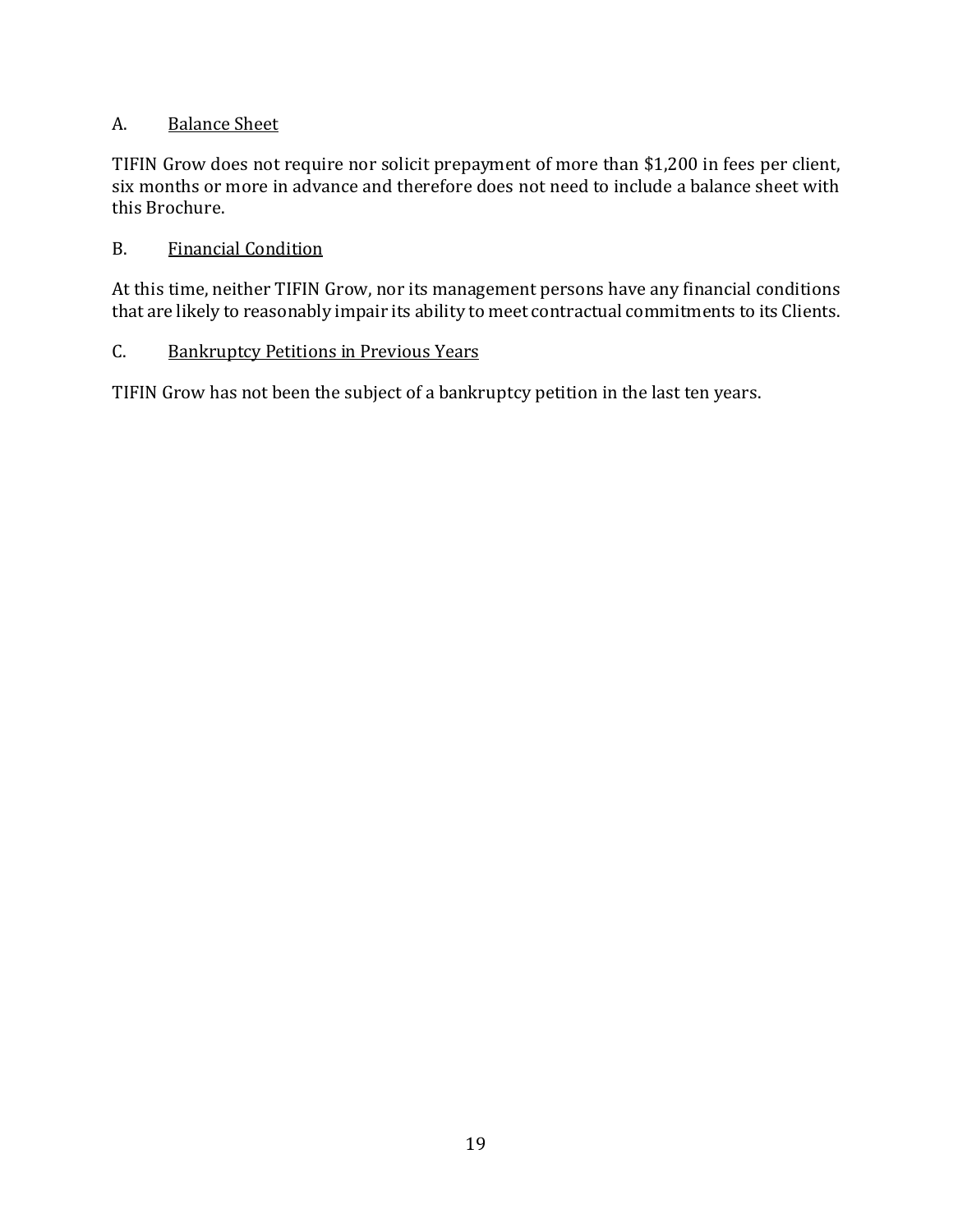A. Balance Sheet

TIFIN Grow does not require nor solicit prepayment of more than $1,200 in fees per client, six months or more in advance and therefore does not need to include a balance sheet with this Brochure.

B. Financial Condition

At this time, neither TIFIN Grow, nor its management persons have any financial conditions that are likely to reasonably impair its ability to meet contractual commitments to its Clients.

C. Bankruptcy Petitions in Previous Years

TIFIN Grow has not been the subject of a bankruptcy petition in the last ten years.